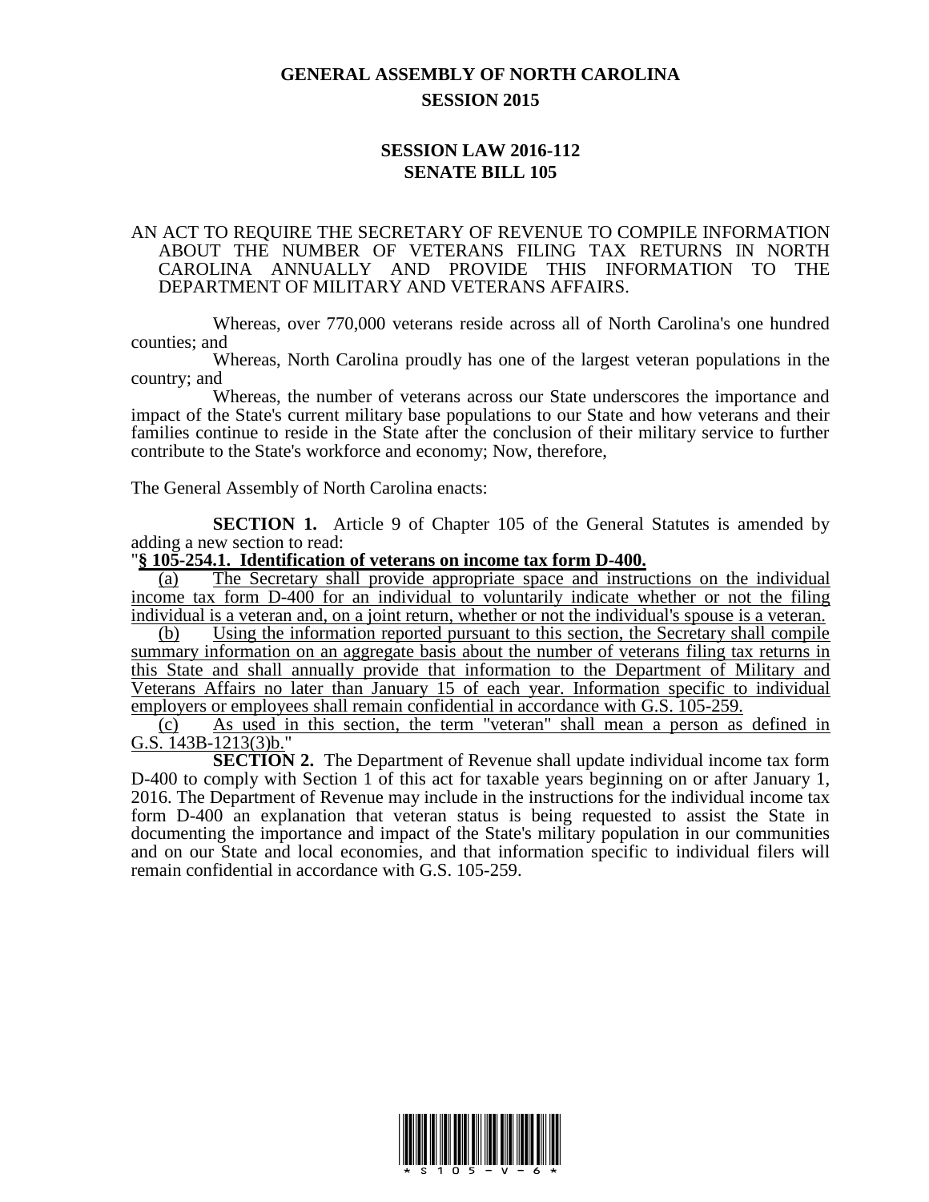# GENERAL ASSEMBLY OF NORTH CAROLINA
## SESSION 2015

## SESSION LAW 2016-112
## SENATE BILL 105

AN ACT TO REQUIRE THE SECRETARY OF REVENUE TO COMPILE INFORMATION ABOUT THE NUMBER OF VETERANS FILING TAX RETURNS IN NORTH CAROLINA ANNUALLY AND PROVIDE THIS INFORMATION TO THE DEPARTMENT OF MILITARY AND VETERANS AFFAIRS.

Whereas, over 770,000 veterans reside across all of North Carolina's one hundred counties; and

Whereas, North Carolina proudly has one of the largest veteran populations in the country; and

Whereas, the number of veterans across our State underscores the importance and impact of the State's current military base populations to our State and how veterans and their families continue to reside in the State after the conclusion of their military service to further contribute to the State's workforce and economy; Now, therefore,

The General Assembly of North Carolina enacts:

**SECTION 1.** Article 9 of Chapter 105 of the General Statutes is amended by adding a new section to read:

"**§ 105-254.1. Identification of veterans on income tax form D-400.**

(a) The Secretary shall provide appropriate space and instructions on the individual income tax form D-400 for an individual to voluntarily indicate whether or not the filing individual is a veteran and, on a joint return, whether or not the individual's spouse is a veteran.

(b) Using the information reported pursuant to this section, the Secretary shall compile summary information on an aggregate basis about the number of veterans filing tax returns in this State and shall annually provide that information to the Department of Military and Veterans Affairs no later than January 15 of each year. Information specific to individual employers or employees shall remain confidential in accordance with G.S. 105-259.

(c) As used in this section, the term "veteran" shall mean a person as defined in G.S. 143B-1213(3)b."

**SECTION 2.** The Department of Revenue shall update individual income tax form D-400 to comply with Section 1 of this act for taxable years beginning on or after January 1, 2016. The Department of Revenue may include in the instructions for the individual income tax form D-400 an explanation that veteran status is being requested to assist the State in documenting the importance and impact of the State's military population in our communities and on our State and local economies, and that information specific to individual filers will remain confidential in accordance with G.S. 105-259.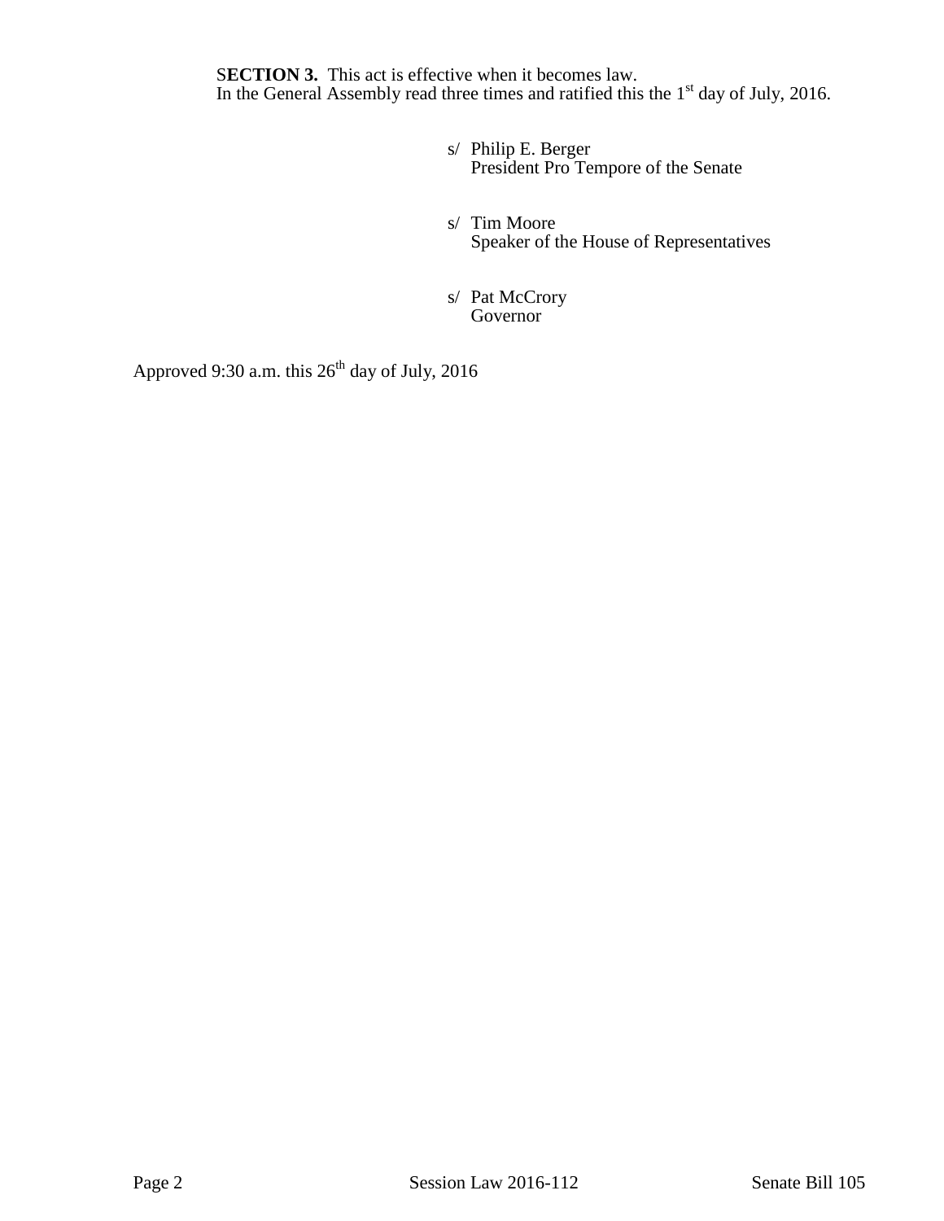**SECTION 3.** This act is effective when it becomes law.

In the General Assembly read three times and ratified this the 1st day of July, 2016.

s/ Philip E. Berger
President Pro Tempore of the Senate

s/ Tim Moore
Speaker of the House of Representatives

s/ Pat McCrory
Governor

Approved 9:30 a.m. this 26th day of July, 2016